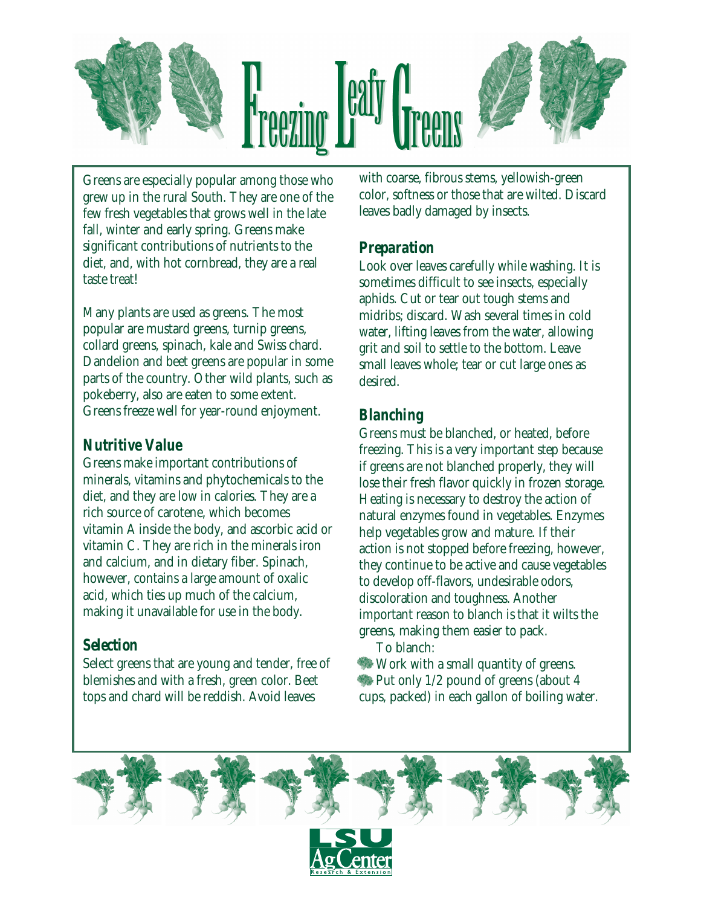# Freezing Leafy Greens

Greens are especially popular among those who grew up in the rural South. They are one of the few fresh vegetables that grows well in the late fall, winter and early spring. Greens make significant contributions of nutrients to the diet, and, with hot cornbread, they are a real taste treat!

Many plants are used as greens. The most popular are mustard greens, turnip greens, collard greens, spinach, kale and Swiss chard. Dandelion and beet greens are popular in some parts of the country. Other wild plants, such as pokeberry, also are eaten to some extent. Greens freeze well for year-round enjoyment.

## Nutritive Value

Greens make important contributions of minerals, vitamins and phytochemicals to the diet, and they are low in calories. They are a rich source of carotene, which becomes vitamin A inside the body, and ascorbic acid or vitamin C. They are rich in the minerals iron and calcium, and in dietary fiber. Spinach, however, contains a large amount of oxalic acid, which ties up much of the calcium, making it unavailable for use in the body.

## Selection

Select greens that are young and tender, free of blemishes and with a fresh, green color. Beet tops and chard will be reddish. Avoid leaves with coarse, fibrous stems, yellowish-green color, softness or those that are wilted. Discard leaves badly damaged by insects.

## Preparation

Look over leaves carefully while washing. It is sometimes difficult to see insects, especially aphids. Cut or tear out tough stems and midribs; discard. Wash several times in cold water, lifting leaves from the water, allowing grit and soil to settle to the bottom. Leave small leaves whole; tear or cut large ones as desired.

## Blanching

Greens must be blanched, or heated, before freezing. This is a very important step because if greens are not blanched properly, they will lose their fresh flavor quickly in frozen storage. Heating is necessary to destroy the action of natural enzymes found in vegetables. Enzymes help vegetables grow and mature. If their action is not stopped before freezing, however, they continue to be active and cause vegetables to develop off-flavors, undesirable odors, discoloration and toughness. Another important reason to blanch is that it wilts the greens, making them easier to pack.

To blanch:

- Work with a small quantity of greens.
- Put only 1/2 pound of greens (about 4 cups, packed) in each gallon of boiling water.

LSU AgCenter Research & Extension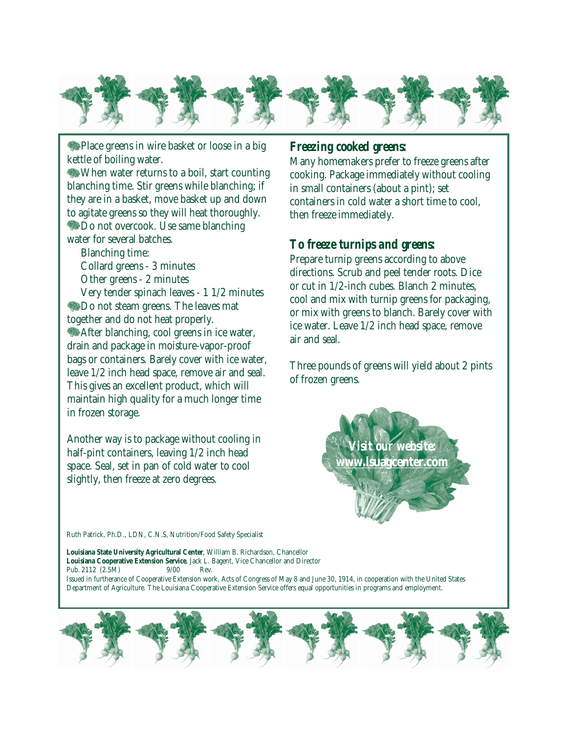- Place greens in wire basket or loose in a big kettle of boiling water.
- When water returns to a boil, start counting blanching time. Stir greens while blanching; if they are in a basket, move basket up and down to agitate greens so they will heat thoroughly.
- Do not overcook. Use same blanching water for several batches.

  Blanching time:

  Collard greens - 3 minutes

  Other greens - 2 minutes

  Very tender spinach leaves - 1 1/2 minutes
- Do not steam greens. The leaves mat together and do not heat properly.
- After blanching, cool greens in ice water, drain and package in moisture-vapor-proof bags or containers. Barely cover with ice water, leave 1/2 inch head space, remove air and seal. This gives an excellent product, which will maintain high quality for a much longer time in frozen storage.

Another way is to package without cooling in half-pint containers, leaving 1/2 inch head space. Seal, set in pan of cold water to cool slightly, then freeze at zero degrees.

### *Freezing cooked greens:*

Many homemakers prefer to freeze greens after cooking. Package immediately without cooling in small containers (about a pint); set containers in cold water a short time to cool, then freeze immediately.

### *To freeze turnips and greens:*

Prepare turnip greens according to above directions. Scrub and peel tender roots. Dice or cut in 1/2-inch cubes. Blanch 2 minutes, cool and mix with turnip greens for packaging, or mix with greens to blanch. Barely cover with ice water. Leave 1/2 inch head space, remove air and seal.

Three pounds of greens will yield about 2 pints of frozen greens.

***Visit our website: www.lsuagcenter.com***

Ruth Patrick, Ph.D., LDN, C.N.S, Nutrition/Food Safety Specialist

**Louisiana State University Agricultural Center**, William B. Richardson, Chancellor
**Louisiana Cooperative Extension Service**, Jack L. Bagent, Vice Chancellor and Director
Pub. 2112 (2.5M) 9/00 Rev.
Issued in furtherance of Cooperative Extension work, Acts of Congress of May 8 and June 30, 1914, in cooperation with the United States Department of Agriculture. The Louisiana Cooperative Extension Service offers equal opportunities in programs and employment.